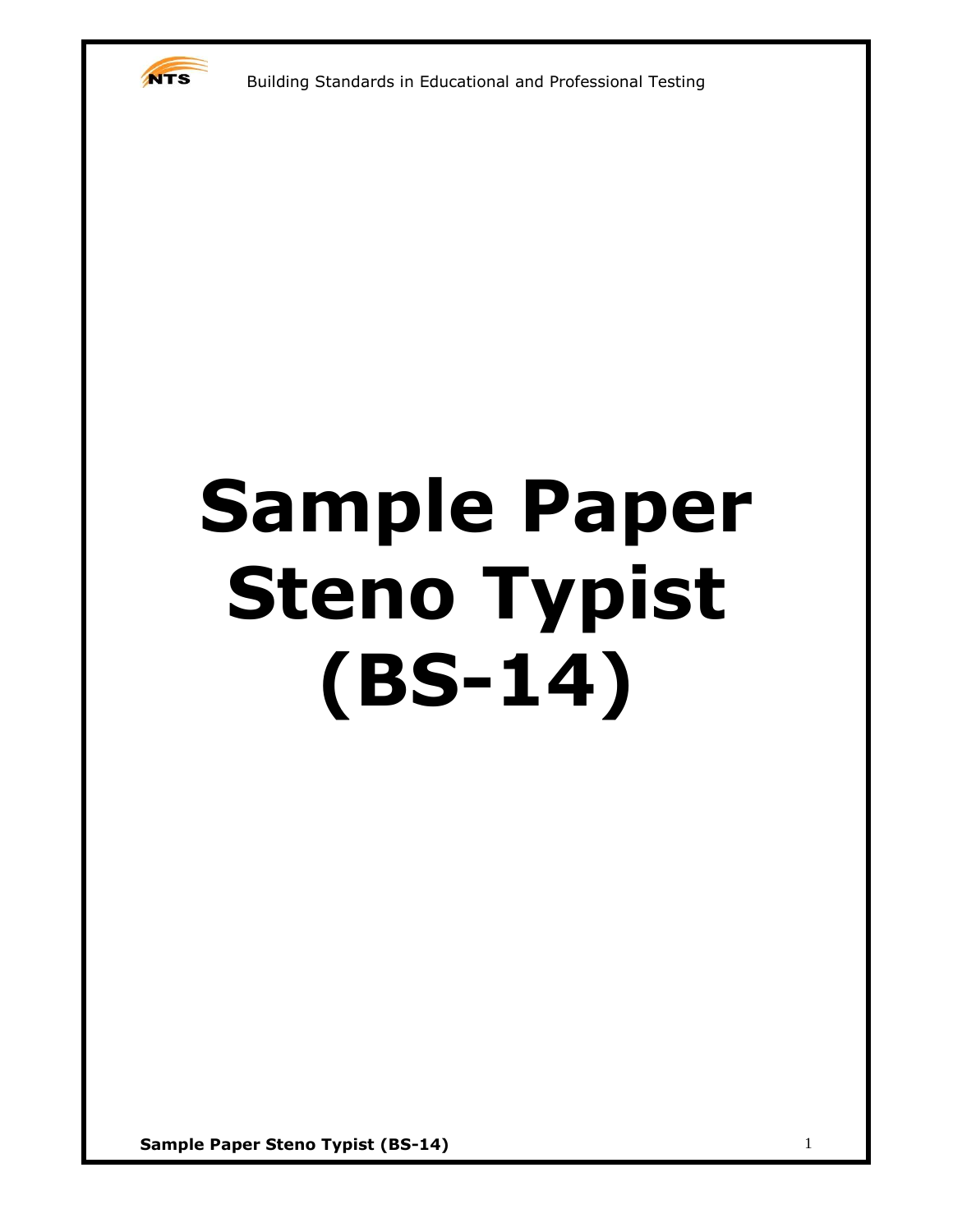# Sample Paper Steno Typist (BS-14)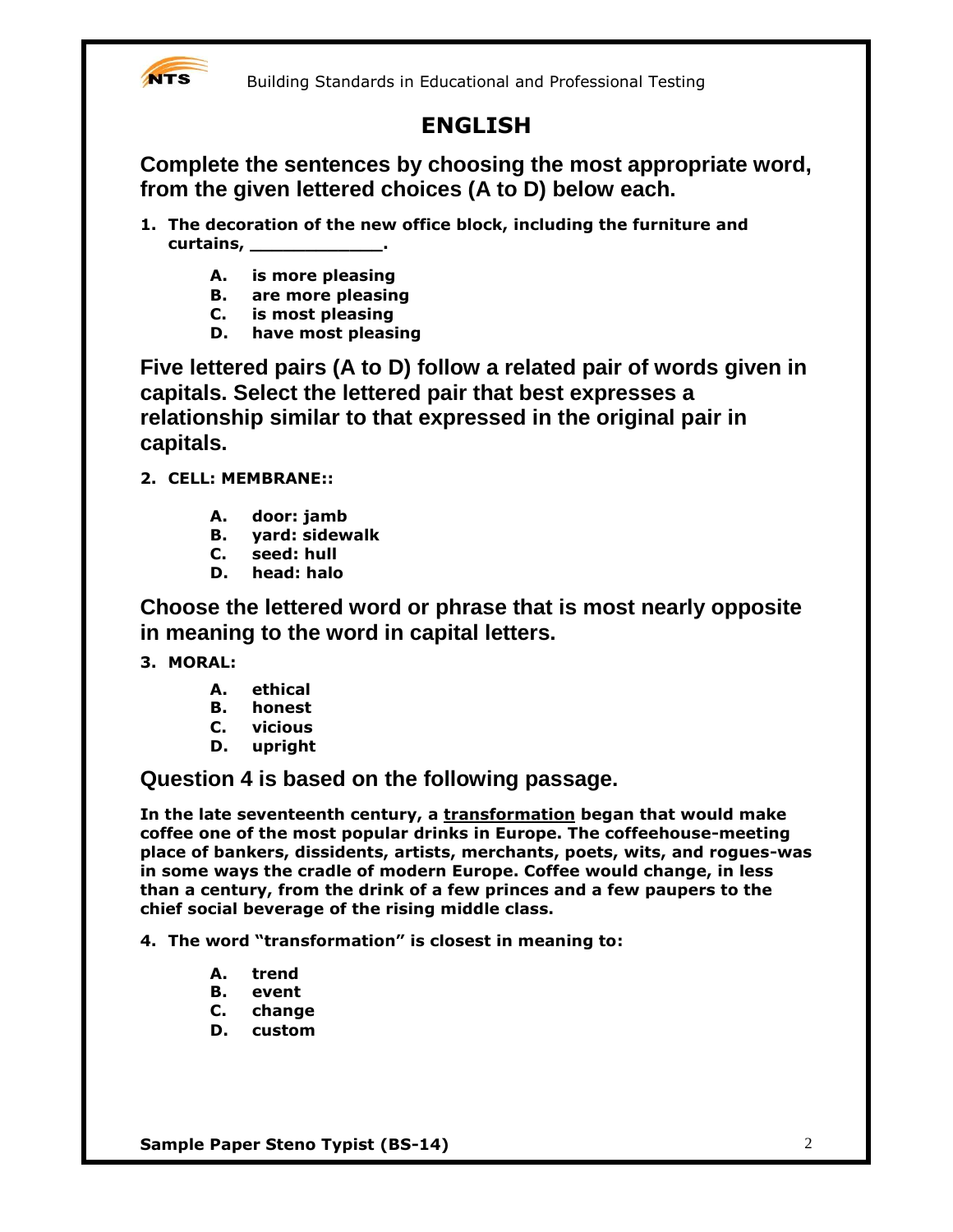# ENGLISH

## Complete the sentences by choosing the most appropriate word, from the given lettered choices (A to D) below each.

**1. The decoration of the new office block, including the furniture and curtains, ____________.**

- **A. is more pleasing**
- **B. are more pleasing**
- **C. is most pleasing**
- **D. have most pleasing**

## Five lettered pairs (A to D) follow a related pair of words given in capitals. Select the lettered pair that best expresses a relationship similar to that expressed in the original pair in capitals.

**2. CELL: MEMBRANE::**

- **A. door: jamb**
- **B. yard: sidewalk**
- **C. seed: hull**
- **D. head: halo**

## Choose the lettered word or phrase that is most nearly opposite in meaning to the word in capital letters.

**3. MORAL:**

- **A. ethical**
- **B. honest**
- **C. vicious**
- **D. upright**

## Question 4 is based on the following passage.

**In the late seventeenth century, a <u>transformation</u> began that would make coffee one of the most popular drinks in Europe. The coffeehouse-meeting place of bankers, dissidents, artists, merchants, poets, wits, and rogues-was in some ways the cradle of modern Europe. Coffee would change, in less than a century, from the drink of a few princes and a few paupers to the chief social beverage of the rising middle class.**

**4. The word "transformation" is closest in meaning to:**

- **A. trend**
- **B. event**
- **C. change**
- **D. custom**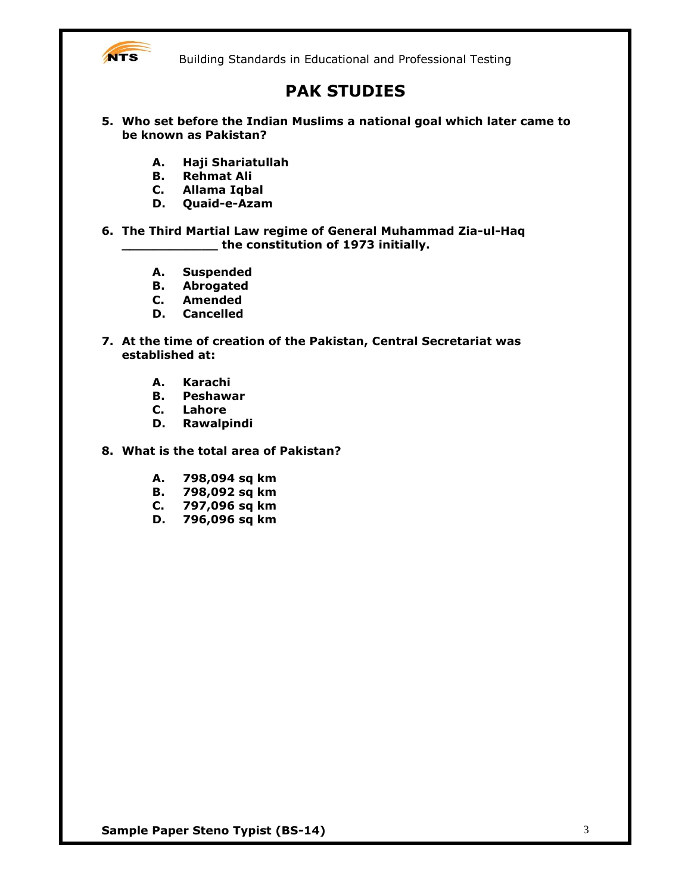# PAK STUDIES

**5. Who set before the Indian Muslims a national goal which later came to be known as Pakistan?**

- **A. Haji Shariatullah**
- **B. Rehmat Ali**
- **C. Allama Iqbal**
- **D. Quaid-e-Azam**

**6. The Third Martial Law regime of General Muhammad Zia-ul-Haq ____________ the constitution of 1973 initially.**

- **A. Suspended**
- **B. Abrogated**
- **C. Amended**
- **D. Cancelled**

**7. At the time of creation of the Pakistan, Central Secretariat was established at:**

- **A. Karachi**
- **B. Peshawar**
- **C. Lahore**
- **D. Rawalpindi**

**8. What is the total area of Pakistan?**

- **A. 798,094 sq km**
- **B. 798,092 sq km**
- **C. 797,096 sq km**
- **D. 796,096 sq km**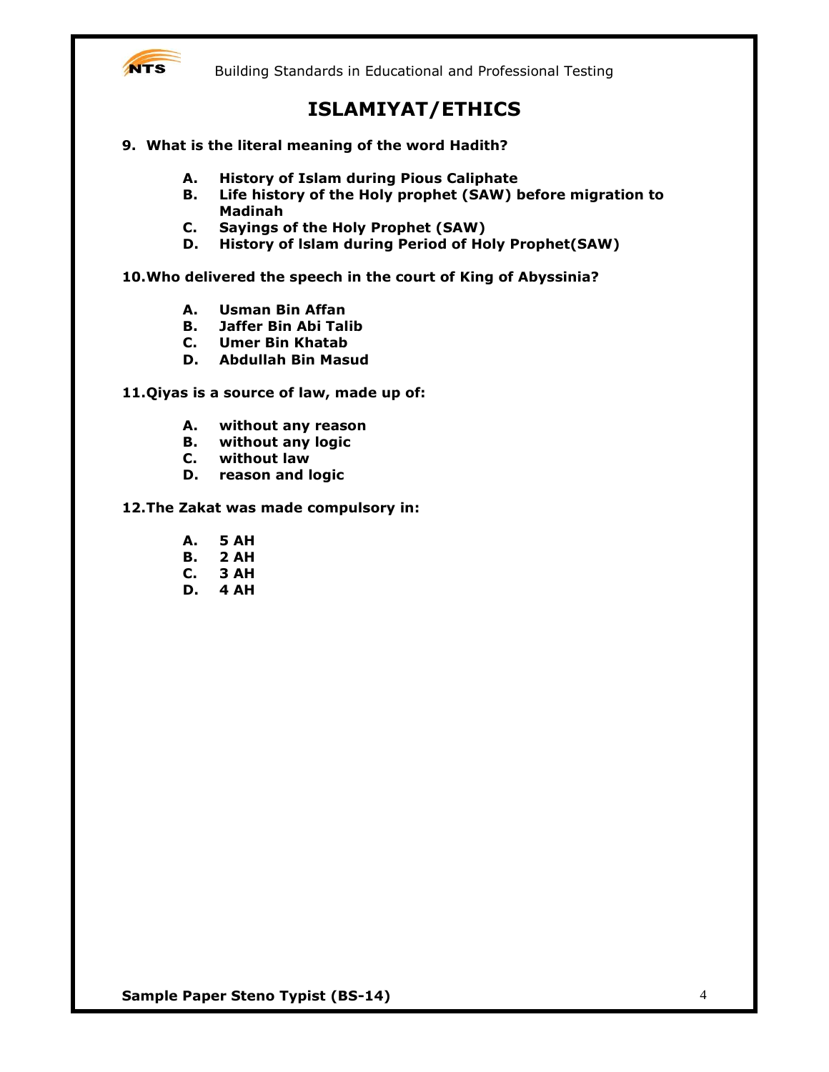# ISLAMIYAT/ETHICS

**9. What is the literal meaning of the word Hadith?**

- **A. History of Islam during Pious Caliphate**
- **B. Life history of the Holy prophet (SAW) before migration to Madinah**
- **C. Sayings of the Holy Prophet (SAW)**
- **D. History of Islam during Period of Holy Prophet(SAW)**

**10. Who delivered the speech in the court of King of Abyssinia?**

- **A. Usman Bin Affan**
- **B. Jaffer Bin Abi Talib**
- **C. Umer Bin Khatab**
- **D. Abdullah Bin Masud**

**11. Qiyas is a source of law, made up of:**

- **A. without any reason**
- **B. without any logic**
- **C. without law**
- **D. reason and logic**

**12. The Zakat was made compulsory in:**

- **A. 5 AH**
- **B. 2 AH**
- **C. 3 AH**
- **D. 4 AH**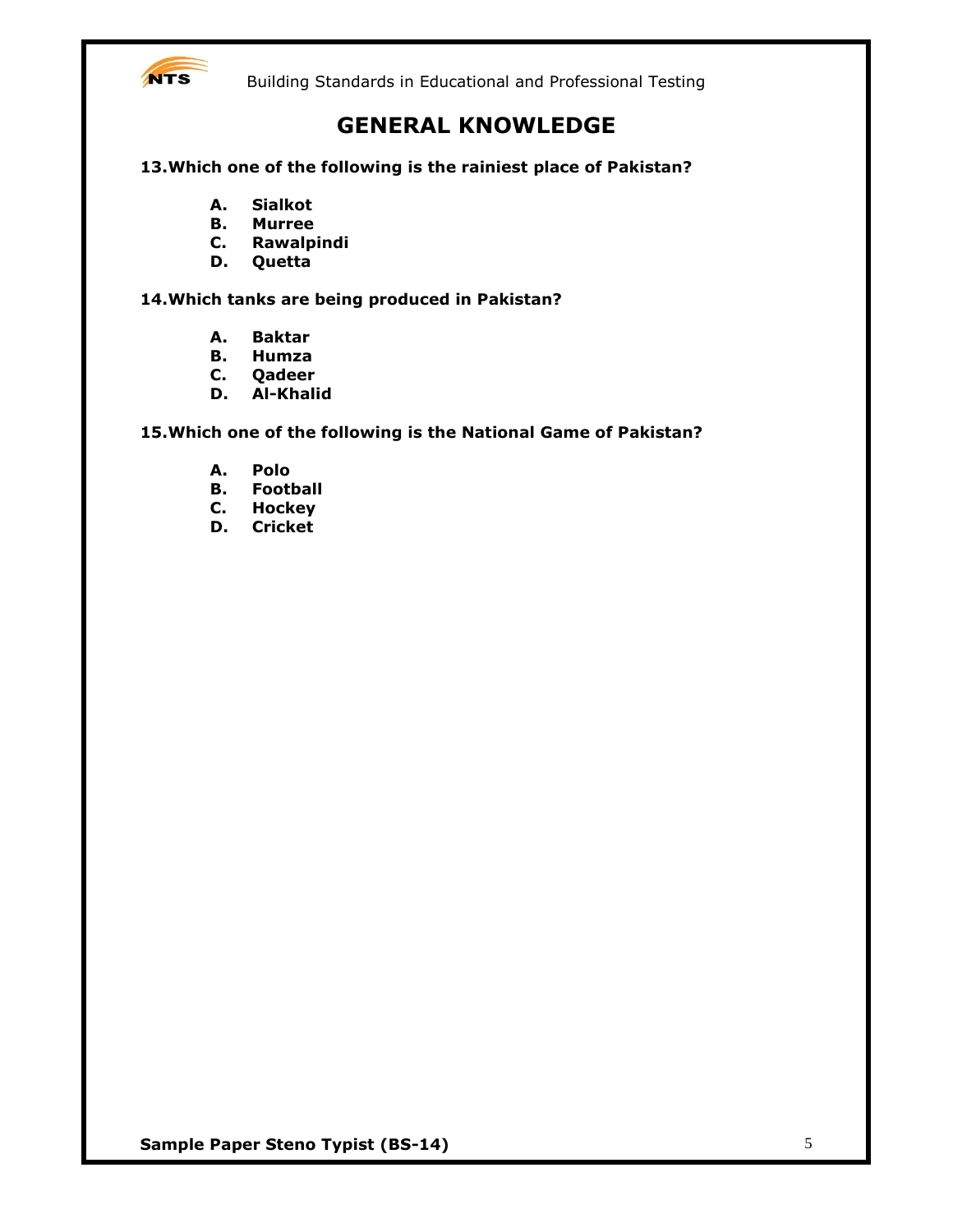# GENERAL KNOWLEDGE

**13. Which one of the following is the rainiest place of Pakistan?**

- **A. Sialkot**
- **B. Murree**
- **C. Rawalpindi**
- **D. Quetta**

**14. Which tanks are being produced in Pakistan?**

- **A. Baktar**
- **B. Humza**
- **C. Qadeer**
- **D. Al-Khalid**

**15. Which one of the following is the National Game of Pakistan?**

- **A. Polo**
- **B. Football**
- **C. Hockey**
- **D. Cricket**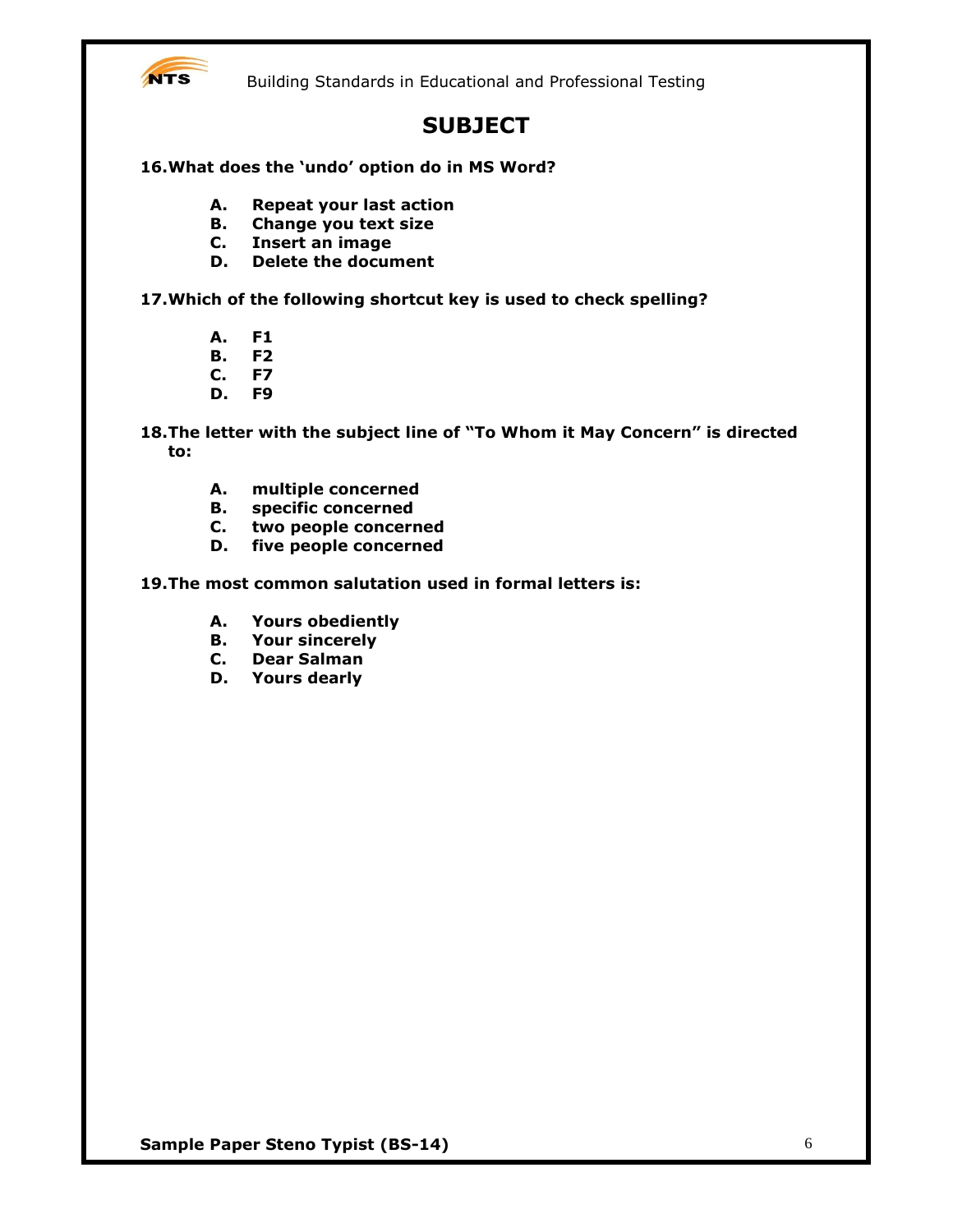# SUBJECT

**16. What does the 'undo' option do in MS Word?**

- **A. Repeat your last action**
- **B. Change you text size**
- **C. Insert an image**
- **D. Delete the document**

**17. Which of the following shortcut key is used to check spelling?**

- **A. F1**
- **B. F2**
- **C. F7**
- **D. F9**

**18. The letter with the subject line of "To Whom it May Concern" is directed to:**

- **A. multiple concerned**
- **B. specific concerned**
- **C. two people concerned**
- **D. five people concerned**

**19. The most common salutation used in formal letters is:**

- **A. Yours obediently**
- **B. Your sincerely**
- **C. Dear Salman**
- **D. Yours dearly**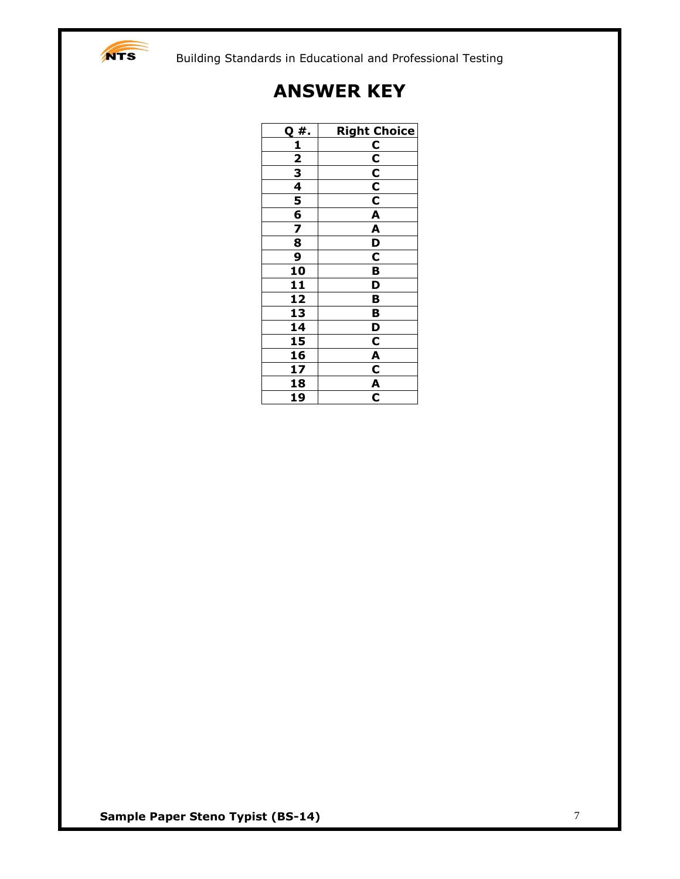# ANSWER KEY

| Q #. | Right Choice |
|---|---|
| 1 | C |
| 2 | C |
| 3 | C |
| 4 | C |
| 5 | C |
| 6 | A |
| 7 | A |
| 8 | D |
| 9 | C |
| 10 | B |
| 11 | D |
| 12 | B |
| 13 | B |
| 14 | D |
| 15 | C |
| 16 | A |
| 17 | C |
| 18 | A |
| 19 | C |